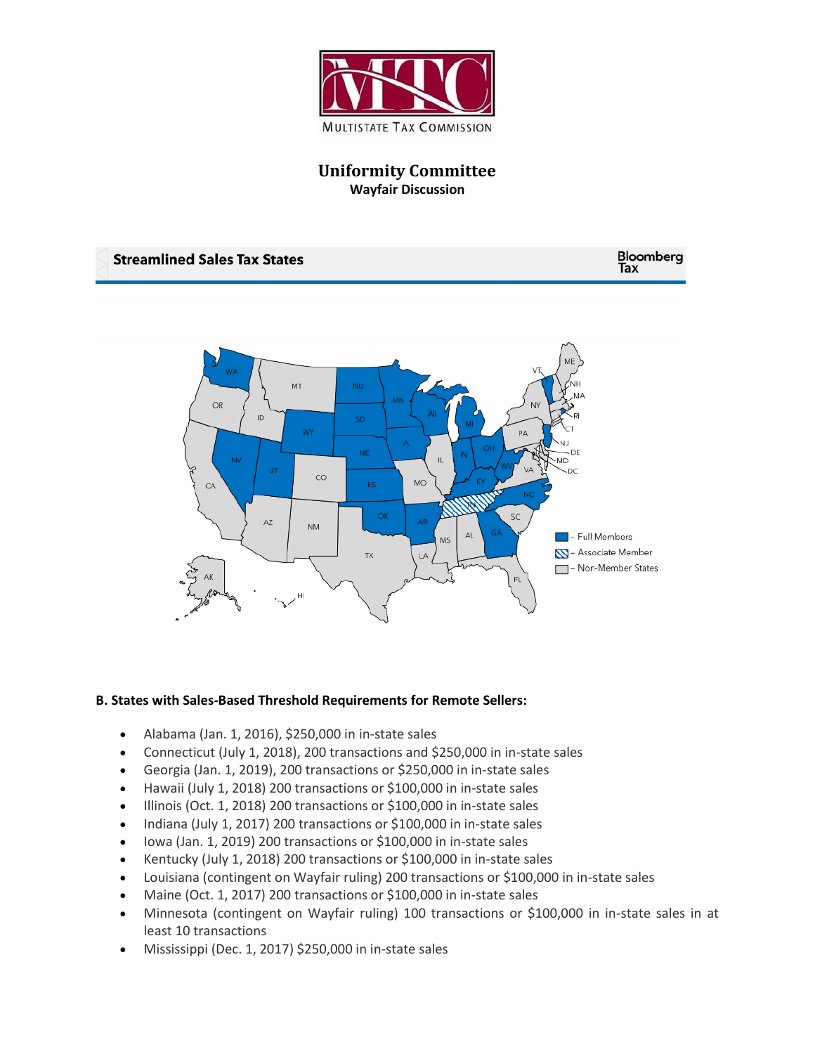MULTISTATE TAX COMMISSION

# Uniformity Committee

## Wayfair Discussion

**Streamlined Sales Tax States**

Bloomberg Tax

- Full Members
- Associate Member
- Non-Member States

**B. States with Sales-Based Threshold Requirements for Remote Sellers:**

- Alabama (Jan. 1, 2016), $250,000 in in-state sales
- Connecticut (July 1, 2018), 200 transactions and $250,000 in in-state sales
- Georgia (Jan. 1, 2019), 200 transactions or $250,000 in in-state sales
- Hawaii (July 1, 2018) 200 transactions or $100,000 in in-state sales
- Illinois (Oct. 1, 2018) 200 transactions or $100,000 in in-state sales
- Indiana (July 1, 2017) 200 transactions or $100,000 in in-state sales
- Iowa (Jan. 1, 2019) 200 transactions or $100,000 in in-state sales
- Kentucky (July 1, 2018) 200 transactions or $100,000 in in-state sales
- Louisiana (contingent on Wayfair ruling) 200 transactions or $100,000 in in-state sales
- Maine (Oct. 1, 2017) 200 transactions or $100,000 in in-state sales
- Minnesota (contingent on Wayfair ruling) 100 transactions or $100,000 in in-state sales in at least 10 transactions
- Mississippi (Dec. 1, 2017) $250,000 in in-state sales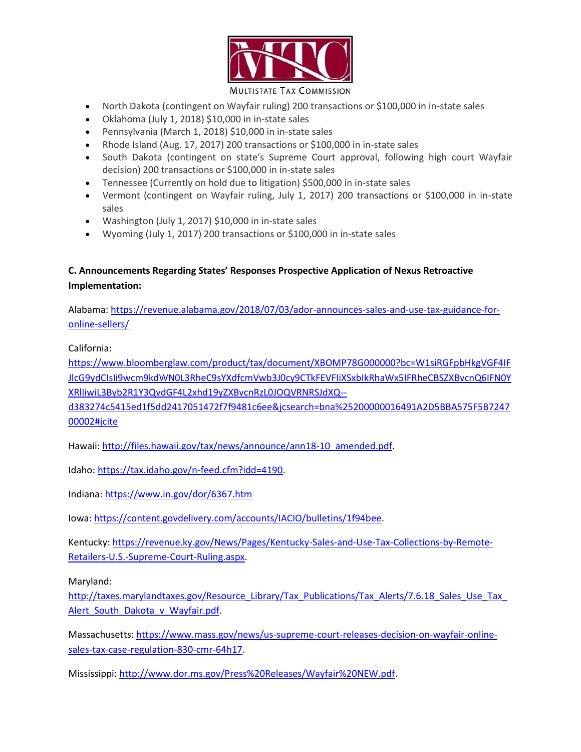- North Dakota (contingent on Wayfair ruling) 200 transactions or $100,000 in in-state sales
- Oklahoma (July 1, 2018) $10,000 in in-state sales
- Pennsylvania (March 1, 2018) $10,000 in in-state sales
- Rhode Island (Aug. 17, 2017) 200 transactions or $100,000 in in-state sales
- South Dakota (contingent on state's Supreme Court approval, following high court Wayfair decision) 200 transactions or $100,000 in in-state sales
- Tennessee (Currently on hold due to litigation) $500,000 in in-state sales
- Vermont (contingent on Wayfair ruling, July 1, 2017) 200 transactions or $100,000 in in-state sales
- Washington (July 1, 2017) $10,000 in in-state sales
- Wyoming (July 1, 2017) 200 transactions or $100,000 in in-state sales

**C. Announcements Regarding States' Responses Prospective Application of Nexus Retroactive Implementation:**

Alabama: https://revenue.alabama.gov/2018/07/03/ador-announces-sales-and-use-tax-guidance-for-online-sellers/

California: https://www.bloomberglaw.com/product/tax/document/XBOMP78G000000?bc=W1siRGFpbHkgVGF4IFJlcG9ydCIsIi9wcm9kdWN0L3RheC9sYXdfcmVwb3J0cy9CTkFEVFIiXSxbIkRhaWx5IFRheCBSZXBvcnQ6IFN0YXRlIiwiL3Byb2R1Y3QvdGF4L2xhd19yZXBvcnRzL0JOQVRNRSJdXQ--d383274c5415ed1f5dd2417051472f7f9481c6ee&jcsearch=bna%252000000016491A2D5BBA575F5B724700002#jcite

Hawaii: http://files.hawaii.gov/tax/news/announce/ann18-10_amended.pdf.

Idaho: https://tax.idaho.gov/n-feed.cfm?idd=4190.

Indiana: https://www.in.gov/dor/6367.htm

Iowa: https://content.govdelivery.com/accounts/IACIO/bulletins/1f94bee.

Kentucky: https://revenue.ky.gov/News/Pages/Kentucky-Sales-and-Use-Tax-Collections-by-Remote-Retailers-U.S.-Supreme-Court-Ruling.aspx.

Maryland: http://taxes.marylandtaxes.gov/Resource_Library/Tax_Publications/Tax_Alerts/7.6.18_Sales_Use_Tax_Alert_South_Dakota_v_Wayfair.pdf.

Massachusetts: https://www.mass.gov/news/us-supreme-court-releases-decision-on-wayfair-online-sales-tax-case-regulation-830-cmr-64h17.

Mississippi: http://www.dor.ms.gov/Press%20Releases/Wayfair%20NEW.pdf.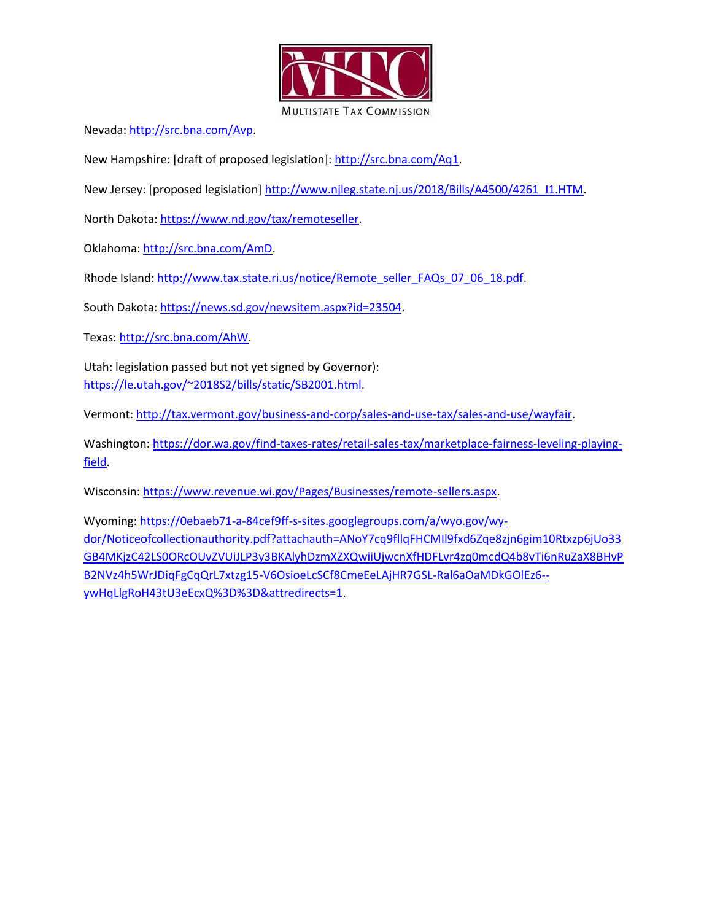Nevada: http://src.bna.com/Avp.

New Hampshire: [draft of proposed legislation]: http://src.bna.com/Aq1.

New Jersey: [proposed legislation] http://www.njleg.state.nj.us/2018/Bills/A4500/4261_I1.HTM.

North Dakota: https://www.nd.gov/tax/remoteseller.

Oklahoma: http://src.bna.com/AmD.

Rhode Island: http://www.tax.state.ri.us/notice/Remote_seller_FAQs_07_06_18.pdf.

South Dakota: https://news.sd.gov/newsitem.aspx?id=23504.

Texas: http://src.bna.com/AhW.

Utah: legislation passed but not yet signed by Governor): https://le.utah.gov/~2018S2/bills/static/SB2001.html.

Vermont: http://tax.vermont.gov/business-and-corp/sales-and-use-tax/sales-and-use/wayfair.

Washington: https://dor.wa.gov/find-taxes-rates/retail-sales-tax/marketplace-fairness-leveling-playing-field.

Wisconsin: https://www.revenue.wi.gov/Pages/Businesses/remote-sellers.aspx.

Wyoming: https://0ebaeb71-a-84cef9ff-s-sites.googlegroups.com/a/wyo.gov/wy-dor/Noticeofcollectionauthority.pdf?attachauth=ANoY7cq9fllqFHCMIl9fxd6Zqe8zjn6gim10Rtxzp6jUo33GB4MKjzC42LS0ORcOUvZVUiJLP3y3BKAlyhDzmXZXQwiiUjwcnXfHDFLvr4zq0mcdQ4b8vTi6nRuZaX8BHvPB2NVz4h5WrJDiqFgCqQrL7xtzg15-V6OsioeLcSCf8CmeEeLAjHR7GSL-Ral6aOaMDkGOlEz6--ywHqLlgRoH43tU3eEcxQ%3D%3D&attredirects=1.